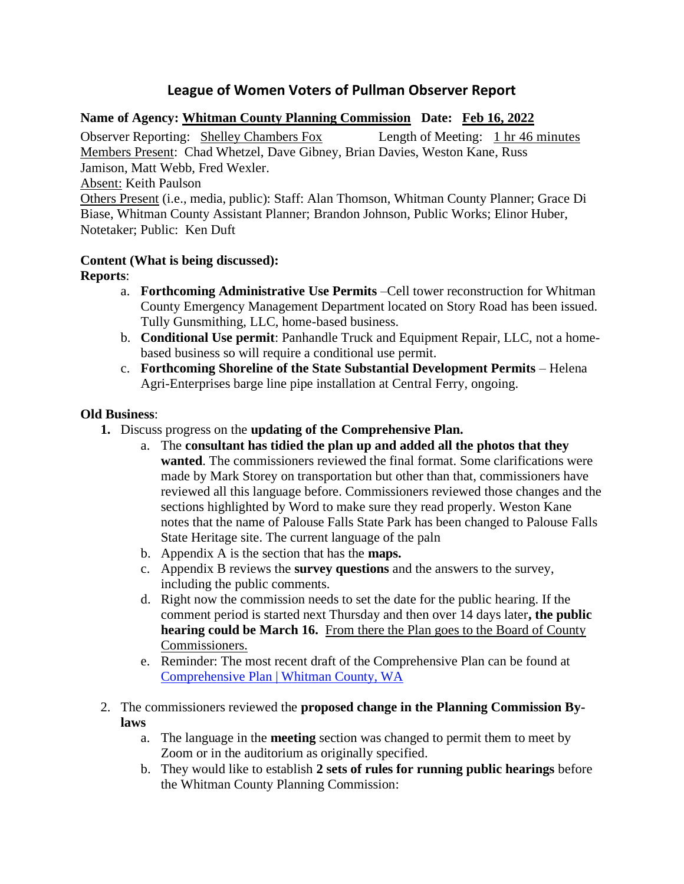# League of Women Voters of Pullman Observer Report

**Name of Agency: <u>Whitman County Planning Commission</u> Date: <u>Feb 16, 2022</u>**

Observer Reporting: <u>Shelley Chambers Fox</u> Length of Meeting: <u>1 hr 46 minutes</u>

<u>Members Present</u>: Chad Whetzel, Dave Gibney, Brian Davies, Weston Kane, Russ Jamison, Matt Webb, Fred Wexler.

<u>Absent:</u> Keith Paulson

<u>Others Present</u> (i.e., media, public): Staff: Alan Thomson, Whitman County Planner; Grace Di Biase, Whitman County Assistant Planner; Brandon Johnson, Public Works; Elinor Huber, Notetaker; Public: Ken Duft

**Content (What is being discussed):**

**Reports**:

a. **Forthcoming Administrative Use Permits** –Cell tower reconstruction for Whitman County Emergency Management Department located on Story Road has been issued. Tully Gunsmithing, LLC, home-based business.
b. **Conditional Use permit**: Panhandle Truck and Equipment Repair, LLC, not a home-based business so will require a conditional use permit.
c. **Forthcoming Shoreline of the State Substantial Development Permits** – Helena Agri-Enterprises barge line pipe installation at Central Ferry, ongoing.

**Old Business**:

1. Discuss progress on the **updating of the Comprehensive Plan.**
   a. The **consultant has tidied the plan up and added all the photos that they wanted**. The commissioners reviewed the final format. Some clarifications were made by Mark Storey on transportation but other than that, commissioners have reviewed all this language before. Commissioners reviewed those changes and the sections highlighted by Word to make sure they read properly. Weston Kane notes that the name of Palouse Falls State Park has been changed to Palouse Falls State Heritage site. The current language of the paln
   b. Appendix A is the section that has the **maps.**
   c. Appendix B reviews the **survey questions** and the answers to the survey, including the public comments.
   d. Right now the commission needs to set the date for the public hearing. If the comment period is started next Thursday and then over 14 days later**, the public hearing could be March 16.** <u>From there the Plan goes to the Board of County Commissioners.</u>
   e. Reminder: The most recent draft of the Comprehensive Plan can be found at [Comprehensive Plan | Whitman County, WA]

2. The commissioners reviewed the **proposed change in the Planning Commission By-laws**
   a. The language in the **meeting** section was changed to permit them to meet by Zoom or in the auditorium as originally specified.
   b. They would like to establish **2 sets of rules for running public hearings** before the Whitman County Planning Commission: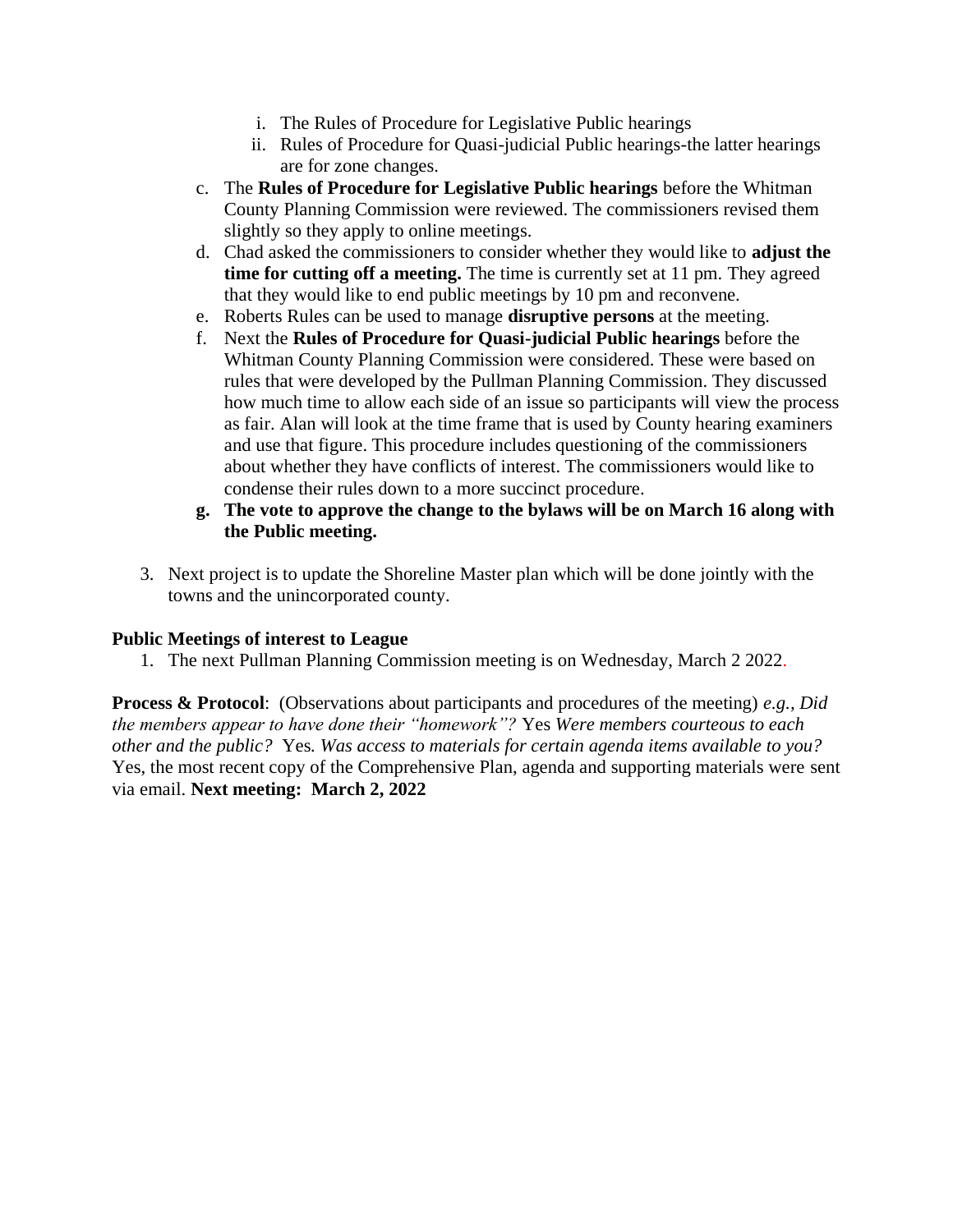- i. The Rules of Procedure for Legislative Public hearings
   - ii. Rules of Procedure for Quasi-judicial Public hearings-the latter hearings are for zone changes.

c. The **Rules of Procedure for Legislative Public hearings** before the Whitman County Planning Commission were reviewed. The commissioners revised them slightly so they apply to online meetings.

d. Chad asked the commissioners to consider whether they would like to **adjust the time for cutting off a meeting.** The time is currently set at 11 pm. They agreed that they would like to end public meetings by 10 pm and reconvene.

e. Roberts Rules can be used to manage **disruptive persons** at the meeting.

f. Next the **Rules of Procedure for Quasi-judicial Public hearings** before the Whitman County Planning Commission were considered. These were based on rules that were developed by the Pullman Planning Commission. They discussed how much time to allow each side of an issue so participants will view the process as fair. Alan will look at the time frame that is used by County hearing examiners and use that figure. This procedure includes questioning of the commissioners about whether they have conflicts of interest. The commissioners would like to condense their rules down to a more succinct procedure.

**g. The vote to approve the change to the bylaws will be on March 16 along with the Public meeting.**

3. Next project is to update the Shoreline Master plan which will be done jointly with the towns and the unincorporated county.

**Public Meetings of interest to League**

1. The next Pullman Planning Commission meeting is on Wednesday, March 2 2022.

**Process & Protocol**: (Observations about participants and procedures of the meeting) *e.g., Did the members appear to have done their "homework"?* Yes *Were members courteous to each other and the public?* Yes. *Was access to materials for certain agenda items available to you?* Yes, the most recent copy of the Comprehensive Plan, agenda and supporting materials were sent via email. **Next meeting: March 2, 2022**